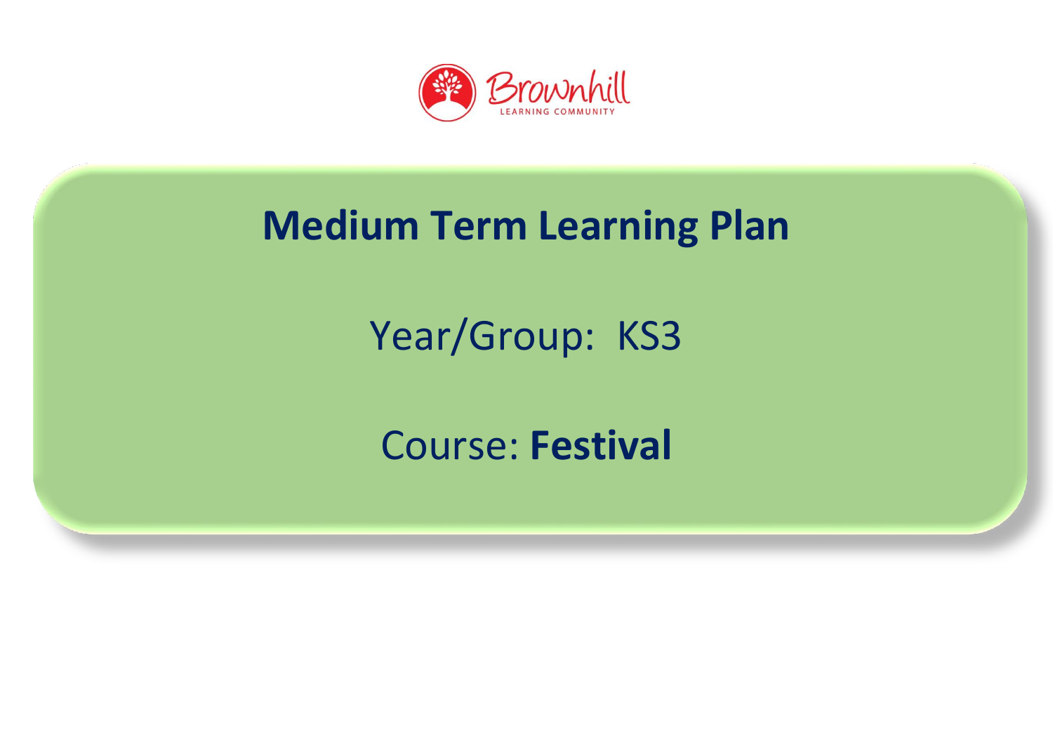Brownhill

LEARNING COMMUNITY

# Medium Term Learning Plan

Year/Group: KS3

Course: **Festival**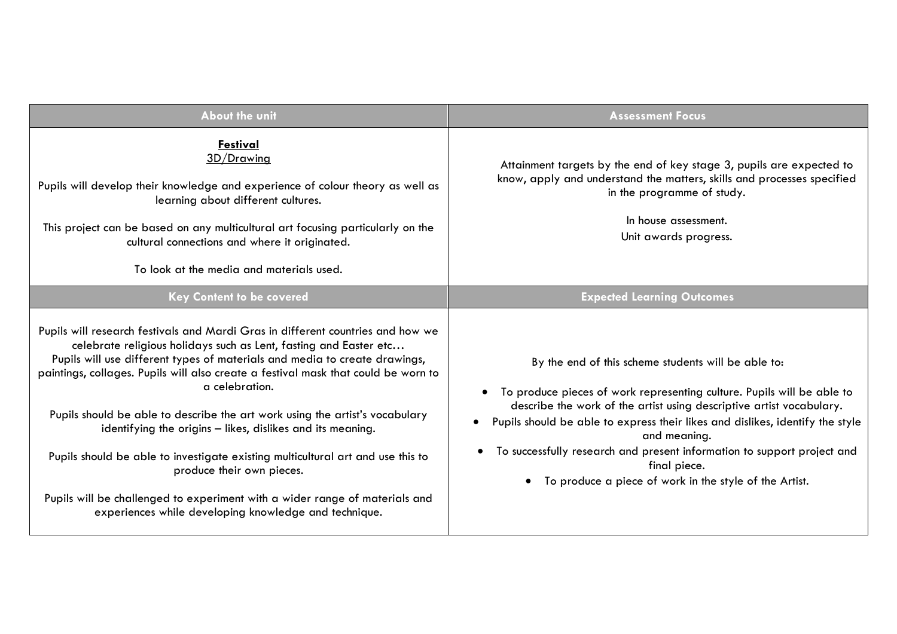| About the unit | Assessment Focus |
|---|---|
| **Festival**<br>3D/Drawing<br><br>Pupils will develop their knowledge and experience of colour theory as well as learning about different cultures.<br><br>This project can be based on any multicultural art focusing particularly on the cultural connections and where it originated.<br><br>To look at the media and materials used. | Attainment targets by the end of key stage 3, pupils are expected to know, apply and understand the matters, skills and processes specified in the programme of study.<br><br>In house assessment.<br>Unit awards progress. |
| **Key Content to be covered** | **Expected Learning Outcomes** |
| Pupils will research festivals and Mardi Gras in different countries and how we celebrate religious holidays such as Lent, fasting and Easter etc…<br>Pupils will use different types of materials and media to create drawings, paintings, collages. Pupils will also create a festival mask that could be worn to a celebration.<br><br>Pupils should be able to describe the art work using the artist's vocabulary identifying the origins – likes, dislikes and its meaning.<br><br>Pupils should be able to investigate existing multicultural art and use this to produce their own pieces.<br><br>Pupils will be challenged to experiment with a wider range of materials and experiences while developing knowledge and technique. | By the end of this scheme students will be able to:<br><br>• To produce pieces of work representing culture. Pupils will be able to describe the work of the artist using descriptive artist vocabulary.<br>• Pupils should be able to express their likes and dislikes, identify the style and meaning.<br>• To successfully research and present information to support project and final piece.<br>• To produce a piece of work in the style of the Artist. |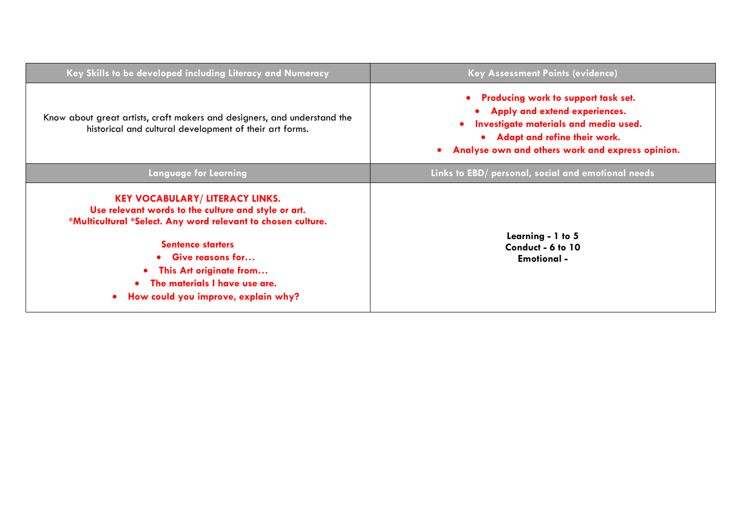| Key Skills to be developed including Literacy and Numeracy | Key Assessment Points (evidence) |
| --- | --- |
| Know about great artists, craft makers and designers, and understand the historical and cultural development of their art forms. | **• Producing work to support task set.**<br>**• Apply and extend experiences.**<br>**• Investigate materials and media used.**<br>**• Adapt and refine their work.**<br>**• Analyse own and others work and express opinion.** |
| **Language for Learning** | **Links to EBD/ personal, social and emotional needs** |
| **KEY VOCABULARY/ LITERACY LINKS.**<br>**Use relevant words to the culture and style or art.**<br>**\*Multicultural \*Select. Any word relevant to chosen culture.**<br><br>**Sentence starters**<br>**• Give reasons for…**<br>**• This Art originate from…**<br>**• The materials I have use are.**<br>**• How could you improve, explain why?** | **Learning - 1 to 5**<br>**Conduct - 6 to 10**<br>**Emotional -** |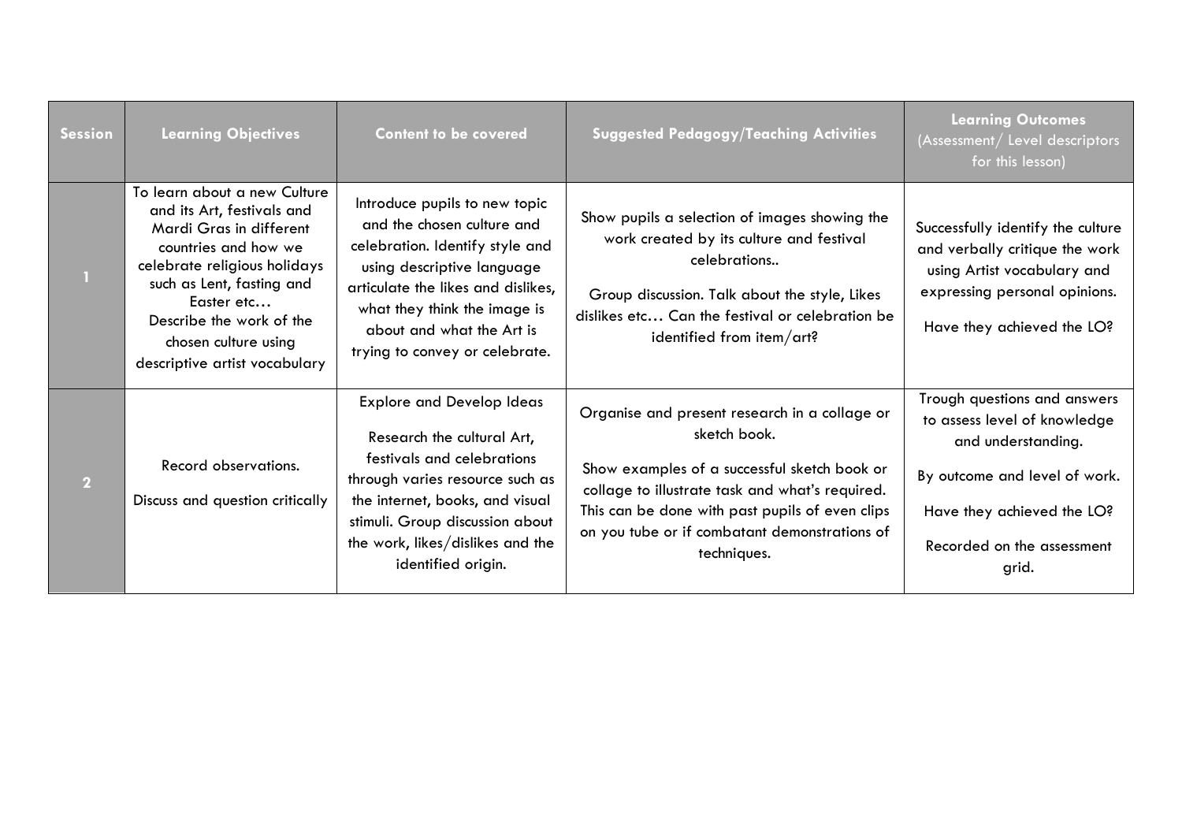| Session | Learning Objectives | Content to be covered | Suggested Pedagogy/Teaching Activities | Learning Outcomes (Assessment/ Level descriptors for this lesson) |
|---|---|---|---|---|
| 1 | To learn about a new Culture and its Art, festivals and Mardi Gras in different countries and how we celebrate religious holidays such as Lent, fasting and Easter etc… Describe the work of the chosen culture using descriptive artist vocabulary | Introduce pupils to new topic and the chosen culture and celebration. Identify style and using descriptive language articulate the likes and dislikes, what they think the image is about and what the Art is trying to convey or celebrate. | Show pupils a selection of images showing the work created by its culture and festival celebrations.. Group discussion. Talk about the style, Likes dislikes etc… Can the festival or celebration be identified from item/art? | Successfully identify the culture and verbally critique the work using Artist vocabulary and expressing personal opinions. Have they achieved the LO? |
| 2 | Record observations. Discuss and question critically | Explore and Develop Ideas Research the cultural Art, festivals and celebrations through varies resource such as the internet, books, and visual stimuli. Group discussion about the work, likes/dislikes and the identified origin. | Organise and present research in a collage or sketch book. Show examples of a successful sketch book or collage to illustrate task and what's required. This can be done with past pupils of even clips on you tube or if combatant demonstrations of techniques. | Trough questions and answers to assess level of knowledge and understanding. By outcome and level of work. Have they achieved the LO? Recorded on the assessment grid. |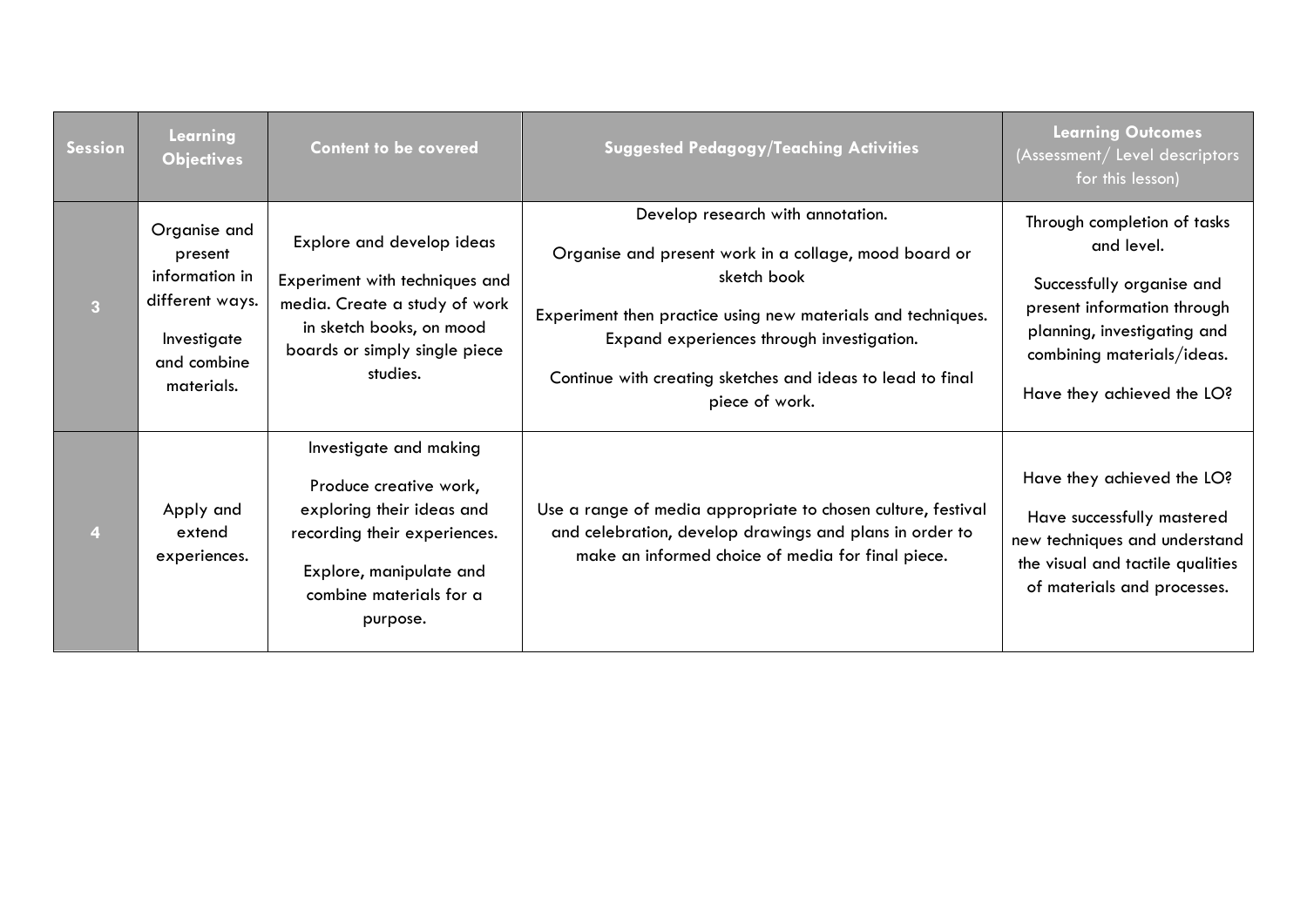| Session | Learning Objectives | Content to be covered | Suggested Pedagogy/Teaching Activities | Learning Outcomes (Assessment/ Level descriptors for this lesson) |
|---|---|---|---|---|
| 3 | Organise and present information in different ways.<br><br>Investigate and combine materials. | Explore and develop ideas<br><br>Experiment with techniques and media. Create a study of work in sketch books, on mood boards or simply single piece studies. | Develop research with annotation.<br><br>Organise and present work in a collage, mood board or sketch book<br><br>Experiment then practice using new materials and techniques. Expand experiences through investigation.<br><br>Continue with creating sketches and ideas to lead to final piece of work. | Through completion of tasks and level.<br><br>Successfully organise and present information through planning, investigating and combining materials/ideas.<br><br>Have they achieved the LO? |
| 4 | Apply and extend experiences. | Investigate and making<br><br>Produce creative work, exploring their ideas and recording their experiences.<br><br>Explore, manipulate and combine materials for a purpose. | Use a range of media appropriate to chosen culture, festival and celebration, develop drawings and plans in order to make an informed choice of media for final piece. | Have they achieved the LO?<br><br>Have successfully mastered new techniques and understand the visual and tactile qualities of materials and processes. |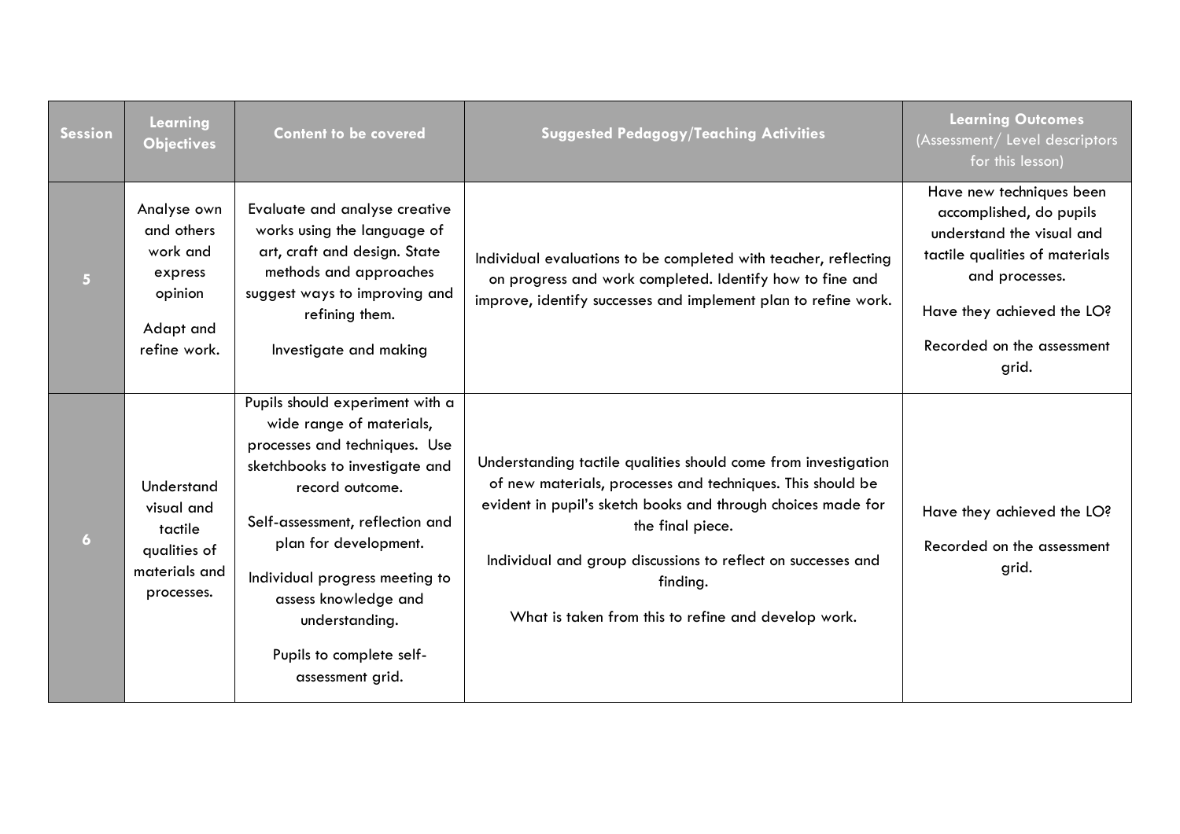| Session | Learning Objectives | Content to be covered | Suggested Pedagogy/Teaching Activities | Learning Outcomes (Assessment/ Level descriptors for this lesson) |
|---|---|---|---|---|
| 5 | Analyse own and others work and express opinion<br><br>Adapt and refine work. | Evaluate and analyse creative works using the language of art, craft and design. State methods and approaches suggest ways to improving and refining them.<br><br>Investigate and making | Individual evaluations to be completed with teacher, reflecting on progress and work completed. Identify how to fine and improve, identify successes and implement plan to refine work. | Have new techniques been accomplished, do pupils understand the visual and tactile qualities of materials and processes.<br><br>Have they achieved the LO?<br><br>Recorded on the assessment grid. |
| 6 | Understand visual and tactile qualities of materials and processes. | Pupils should experiment with a wide range of materials, processes and techniques. Use sketchbooks to investigate and record outcome.<br><br>Self-assessment, reflection and plan for development.<br><br>Individual progress meeting to assess knowledge and understanding.<br><br>Pupils to complete self-assessment grid. | Understanding tactile qualities should come from investigation of new materials, processes and techniques. This should be evident in pupil's sketch books and through choices made for the final piece.<br><br>Individual and group discussions to reflect on successes and finding.<br><br>What is taken from this to refine and develop work. | Have they achieved the LO?<br><br>Recorded on the assessment grid. |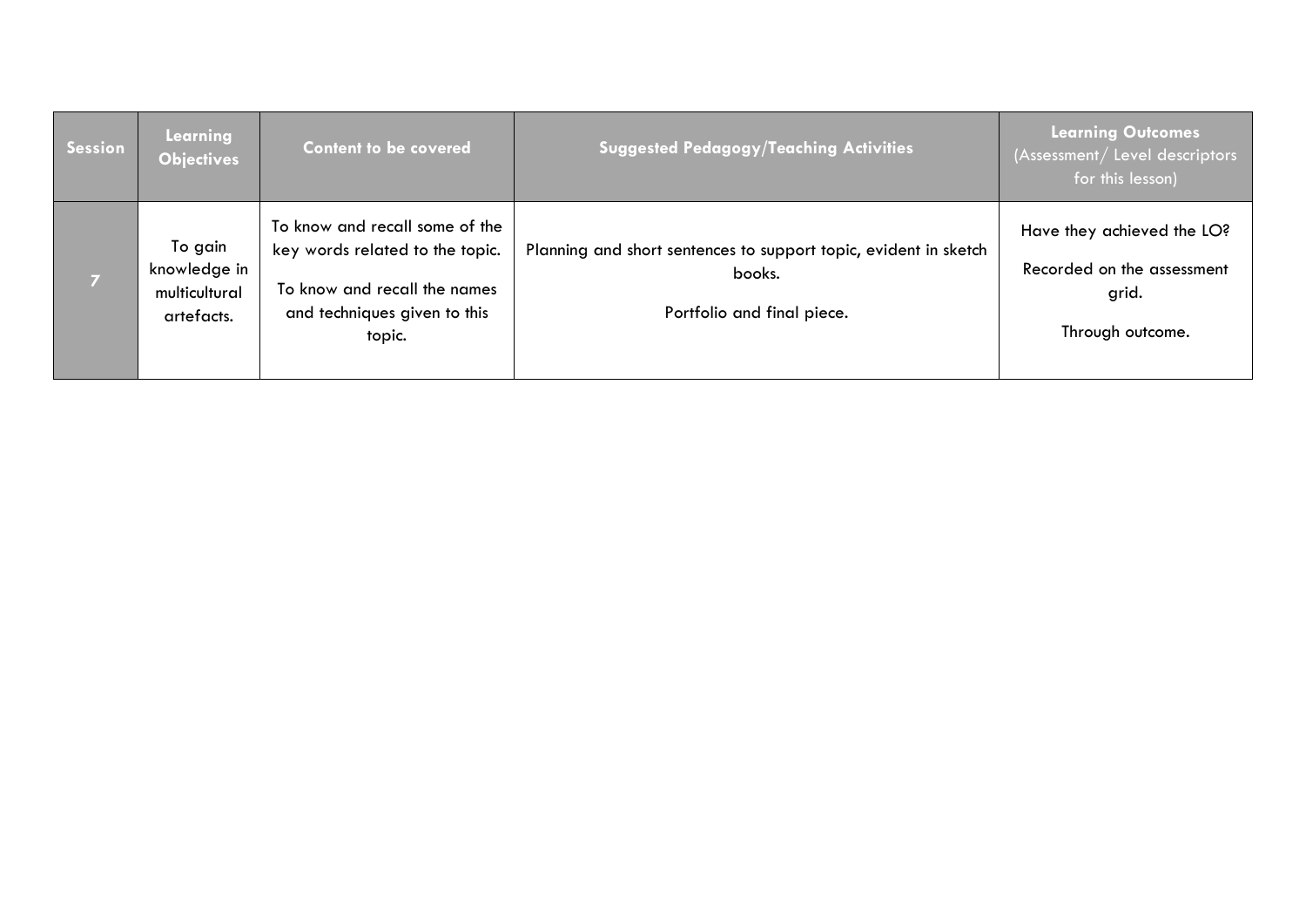| Session | Learning Objectives | Content to be covered | Suggested Pedagogy/Teaching Activities | Learning Outcomes (Assessment/ Level descriptors for this lesson) |
|---|---|---|---|---|
| 7 | To gain knowledge in multicultural artefacts. | To know and recall some of the key words related to the topic.<br><br>To know and recall the names and techniques given to this topic. | Planning and short sentences to support topic, evident in sketch books.<br><br>Portfolio and final piece. | Have they achieved the LO?<br><br>Recorded on the assessment grid.<br><br>Through outcome. |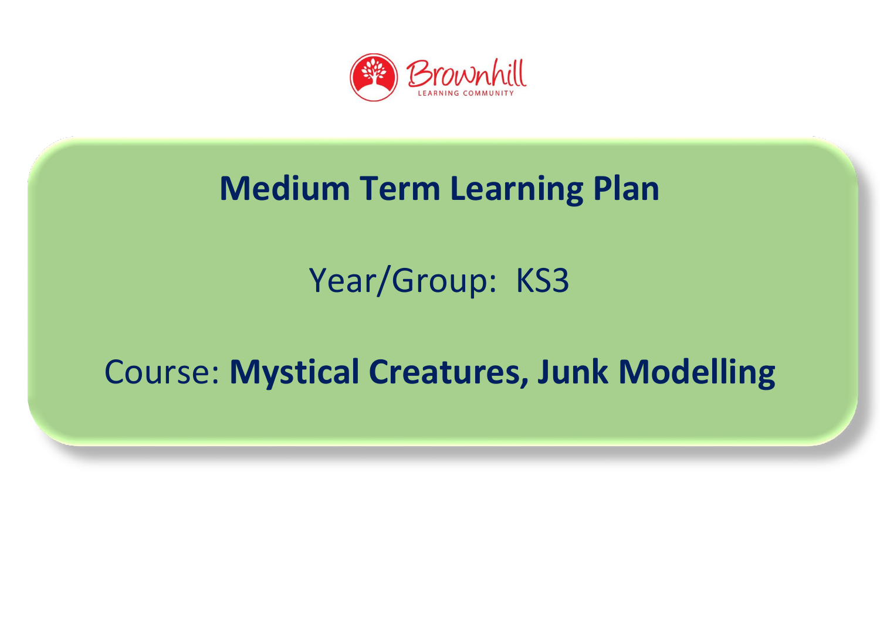Brownhill

LEARNING COMMUNITY

# Medium Term Learning Plan

Year/Group: KS3

Course: **Mystical Creatures, Junk Modelling**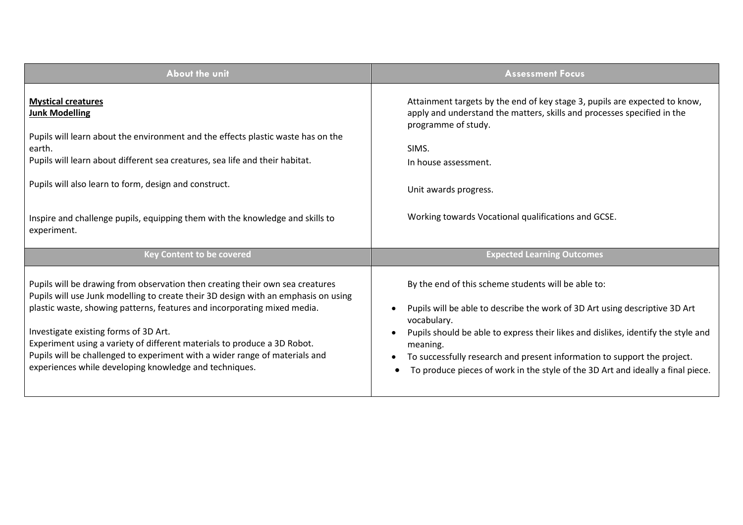| About the unit | Assessment Focus |
| --- | --- |
| **Mystical creatures**<br>**Junk Modelling**<br><br>Pupils will learn about the environment and the effects plastic waste has on the earth.<br>Pupils will learn about different sea creatures, sea life and their habitat.<br><br>Pupils will also learn to form, design and construct.<br><br>Inspire and challenge pupils, equipping them with the knowledge and skills to experiment. | Attainment targets by the end of key stage 3, pupils are expected to know, apply and understand the matters, skills and processes specified in the programme of study.<br><br>SIMS.<br>In house assessment.<br><br>Unit awards progress.<br><br>Working towards Vocational qualifications and GCSE. |
| **Key Content to be covered** | **Expected Learning Outcomes** |
| Pupils will be drawing from observation then creating their own sea creatures<br>Pupils will use Junk modelling to create their 3D design with an emphasis on using plastic waste, showing patterns, features and incorporating mixed media.<br><br>Investigate existing forms of 3D Art.<br>Experiment using a variety of different materials to produce a 3D Robot.<br>Pupils will be challenged to experiment with a wider range of materials and experiences while developing knowledge and techniques. | By the end of this scheme students will be able to:<br><br>• Pupils will be able to describe the work of 3D Art using descriptive 3D Art vocabulary.<br>• Pupils should be able to express their likes and dislikes, identify the style and meaning.<br>• To successfully research and present information to support the project.<br>• To produce pieces of work in the style of the 3D Art and ideally a final piece. |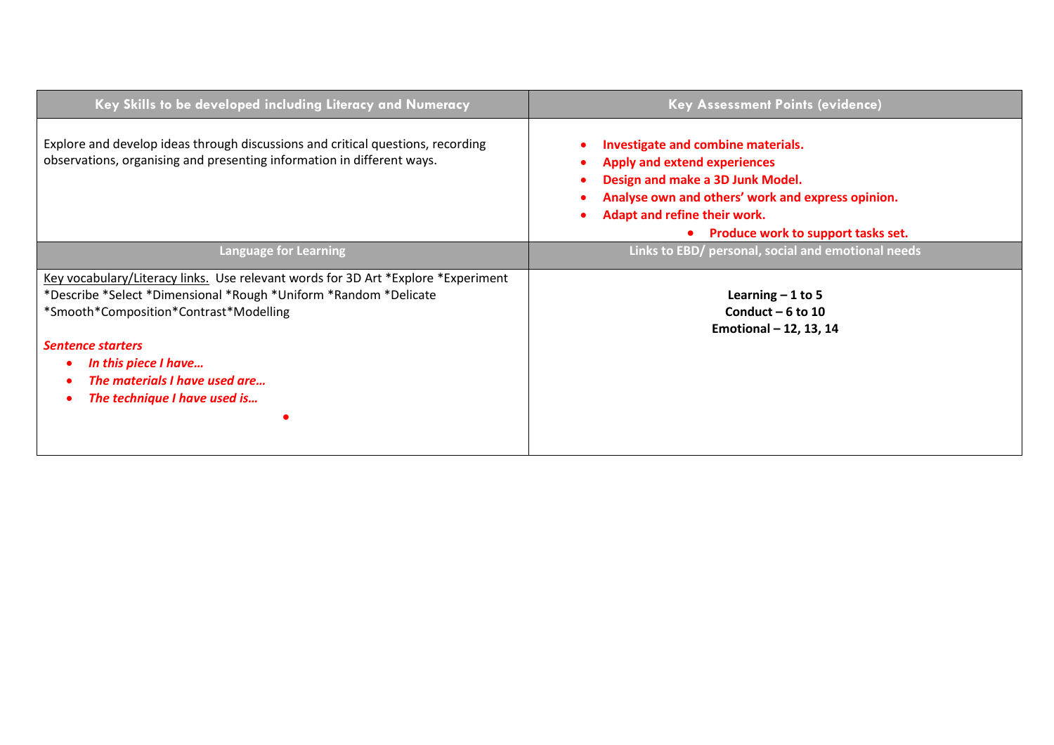| Key Skills to be developed including Literacy and Numeracy | Key Assessment Points (evidence) |
|---|---|
| Explore and develop ideas through discussions and critical questions, recording observations, organising and presenting information in different ways. | • **Investigate and combine materials.**<br>• **Apply and extend experiences**<br>• **Design and make a 3D Junk Model.**<br>• **Analyse own and others' work and express opinion.**<br>• **Adapt and refine their work.**<br>• **Produce work to support tasks set.** |
| **Language for Learning** | **Links to EBD/ personal, social and emotional needs** |
| Key vocabulary/Literacy links. Use relevant words for 3D Art *Explore *Experiment *Describe *Select *Dimensional *Rough *Uniform *Random *Delicate *Smooth*Composition*Contrast*Modelling<br><br>***Sentence starters***<br>• ***In this piece I have…***<br>• ***The materials I have used are…***<br>• ***The technique I have used is…*** | **Learning – 1 to 5**<br>**Conduct – 6 to 10**<br>**Emotional – 12, 13, 14** |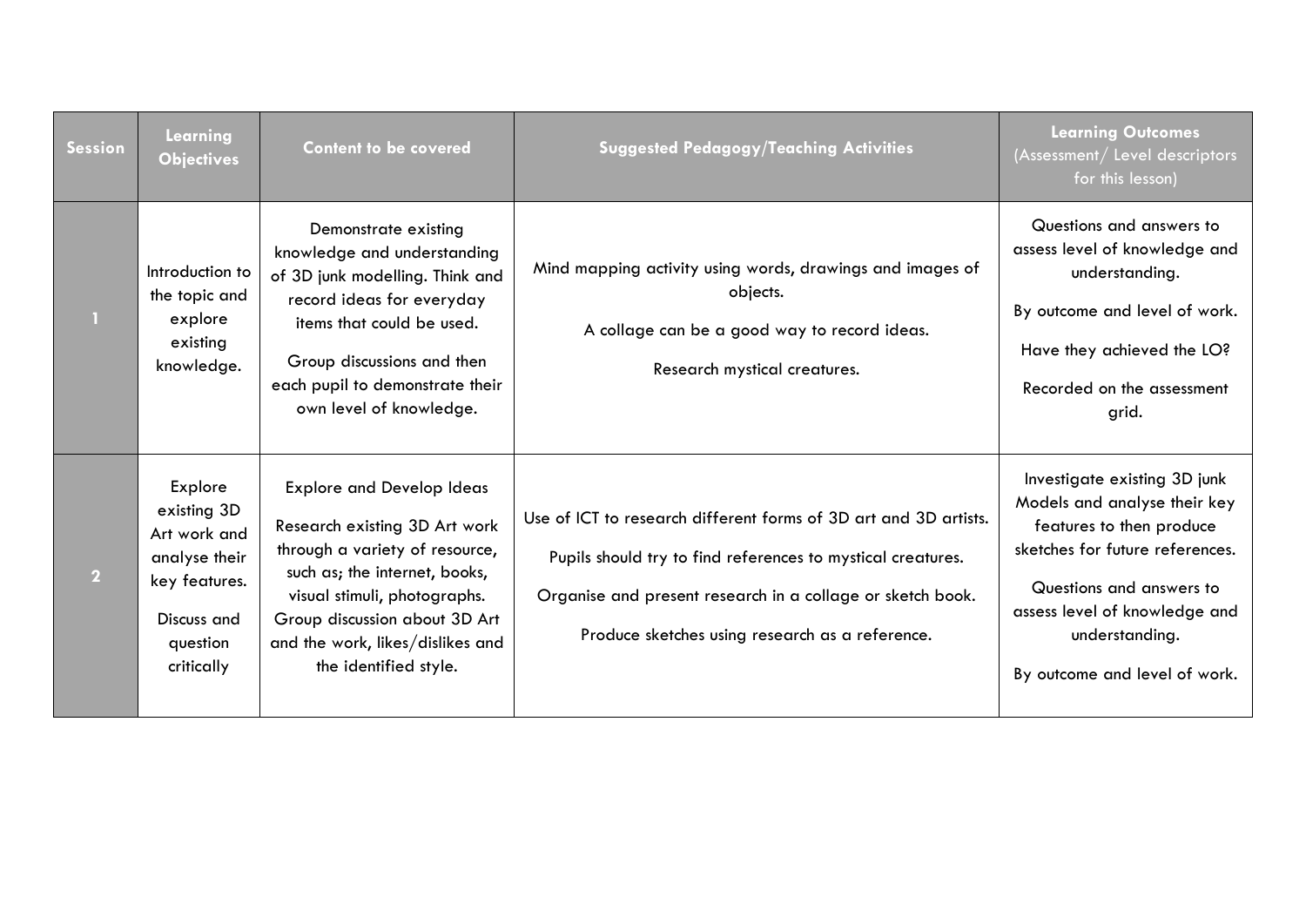| Session | Learning Objectives | Content to be covered | Suggested Pedagogy/Teaching Activities | Learning Outcomes (Assessment/ Level descriptors for this lesson) |
|---|---|---|---|---|
| 1 | Introduction to the topic and explore existing knowledge. | Demonstrate existing knowledge and understanding of 3D junk modelling. Think and record ideas for everyday items that could be used.<br><br>Group discussions and then each pupil to demonstrate their own level of knowledge. | Mind mapping activity using words, drawings and images of objects.<br><br>A collage can be a good way to record ideas.<br><br>Research mystical creatures. | Questions and answers to assess level of knowledge and understanding.<br><br>By outcome and level of work.<br><br>Have they achieved the LO?<br><br>Recorded on the assessment grid. |
| 2 | Explore existing 3D Art work and analyse their key features.<br><br>Discuss and question critically | Explore and Develop Ideas<br><br>Research existing 3D Art work through a variety of resource, such as; the internet, books, visual stimuli, photographs. Group discussion about 3D Art and the work, likes/dislikes and the identified style. | Use of ICT to research different forms of 3D art and 3D artists.<br><br>Pupils should try to find references to mystical creatures.<br><br>Organise and present research in a collage or sketch book.<br><br>Produce sketches using research as a reference. | Investigate existing 3D junk Models and analyse their key features to then produce sketches for future references.<br><br>Questions and answers to assess level of knowledge and understanding.<br><br>By outcome and level of work. |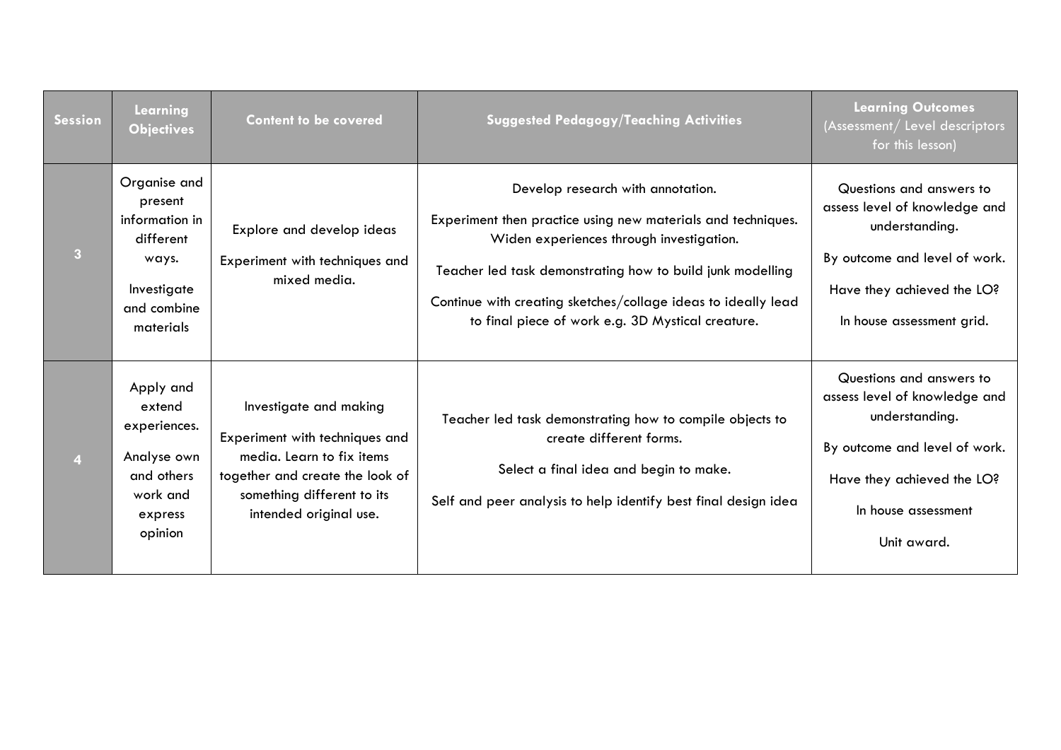| Session | Learning Objectives | Content to be covered | Suggested Pedagogy/Teaching Activities | Learning Outcomes (Assessment/ Level descriptors for this lesson) |
|---|---|---|---|---|
| 3 | Organise and present information in different ways.<br><br>Investigate and combine materials | Explore and develop ideas<br><br>Experiment with techniques and mixed media. | Develop research with annotation.<br><br>Experiment then practice using new materials and techniques. Widen experiences through investigation.<br><br>Teacher led task demonstrating how to build junk modelling<br><br>Continue with creating sketches/collage ideas to ideally lead to final piece of work e.g. 3D Mystical creature. | Questions and answers to assess level of knowledge and understanding.<br><br>By outcome and level of work.<br><br>Have they achieved the LO?<br><br>In house assessment grid. |
| 4 | Apply and extend experiences.<br><br>Analyse own and others work and express opinion | Investigate and making<br><br>Experiment with techniques and media. Learn to fix items together and create the look of something different to its intended original use. | Teacher led task demonstrating how to compile objects to create different forms.<br><br>Select a final idea and begin to make.<br><br>Self and peer analysis to help identify best final design idea | Questions and answers to assess level of knowledge and understanding.<br><br>By outcome and level of work.<br><br>Have they achieved the LO?<br><br>In house assessment<br><br>Unit award. |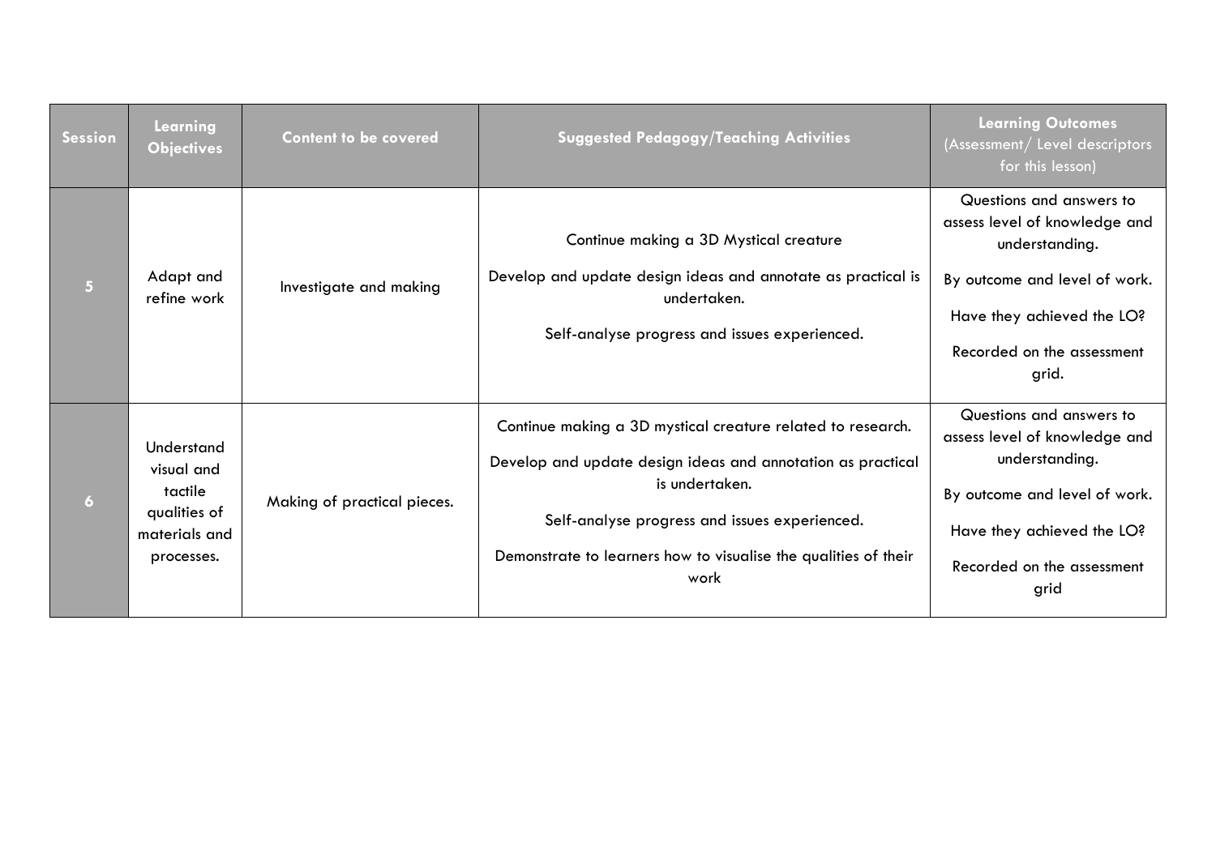| Session | Learning Objectives | Content to be covered | Suggested Pedagogy/Teaching Activities | Learning Outcomes (Assessment/ Level descriptors for this lesson) |
|---|---|---|---|---|
| 5 | Adapt and refine work | Investigate and making | Continue making a 3D Mystical creature<br><br>Develop and update design ideas and annotate as practical is undertaken.<br><br>Self-analyse progress and issues experienced. | Questions and answers to assess level of knowledge and understanding.<br><br>By outcome and level of work.<br><br>Have they achieved the LO?<br><br>Recorded on the assessment grid. |
| 6 | Understand visual and tactile qualities of materials and processes. | Making of practical pieces. | Continue making a 3D mystical creature related to research.<br><br>Develop and update design ideas and annotation as practical is undertaken.<br><br>Self-analyse progress and issues experienced.<br><br>Demonstrate to learners how to visualise the qualities of their work | Questions and answers to assess level of knowledge and understanding.<br><br>By outcome and level of work.<br><br>Have they achieved the LO?<br><br>Recorded on the assessment grid |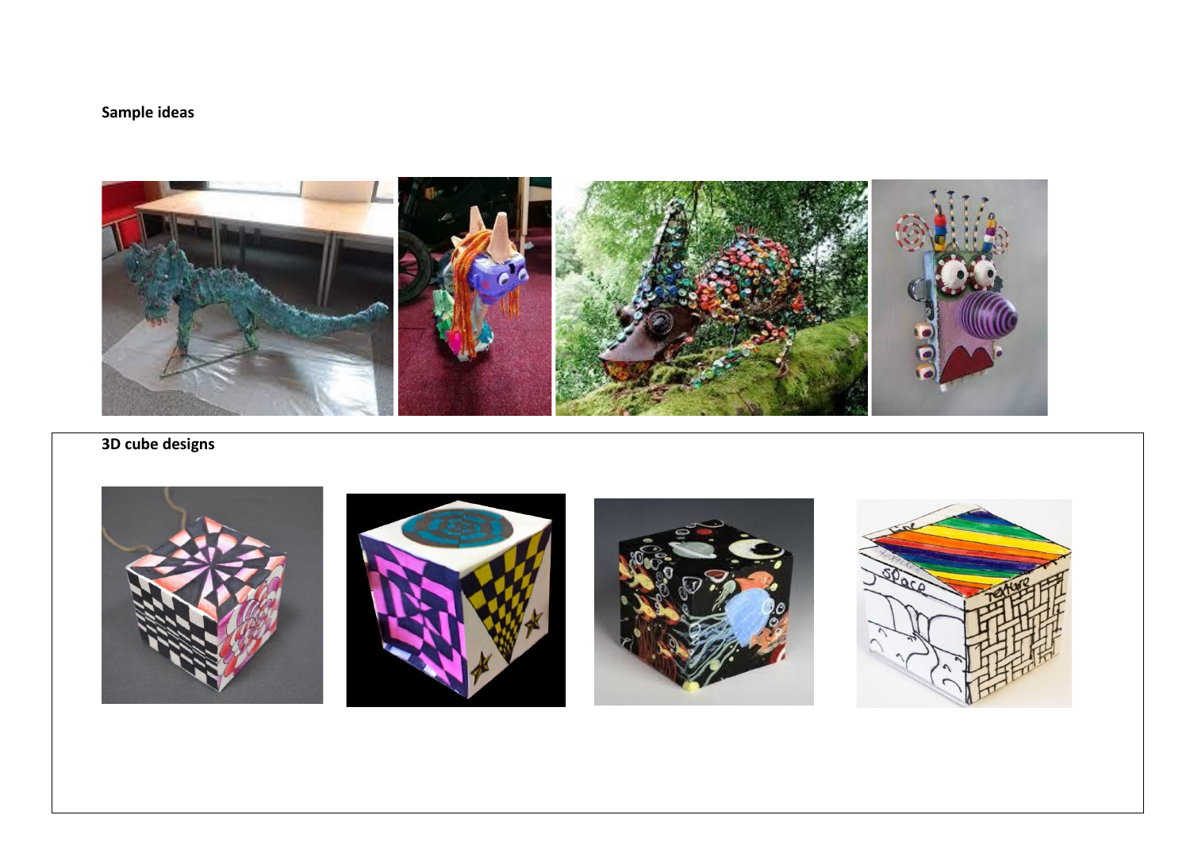**Sample ideas**

**3D cube designs**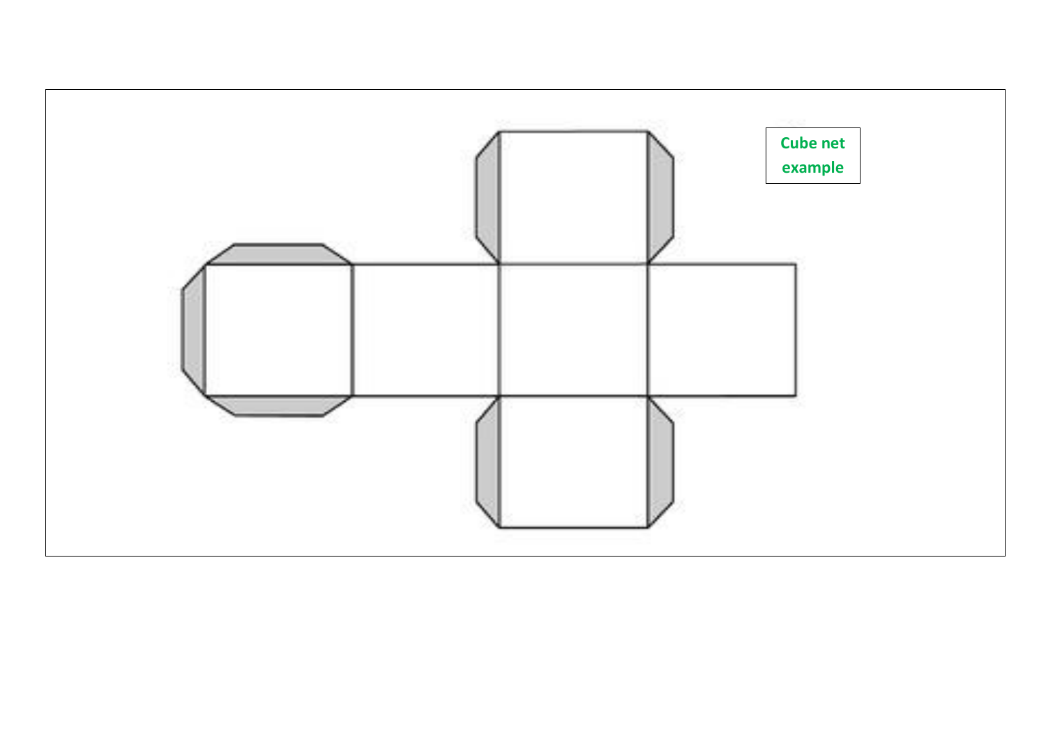Cube net example